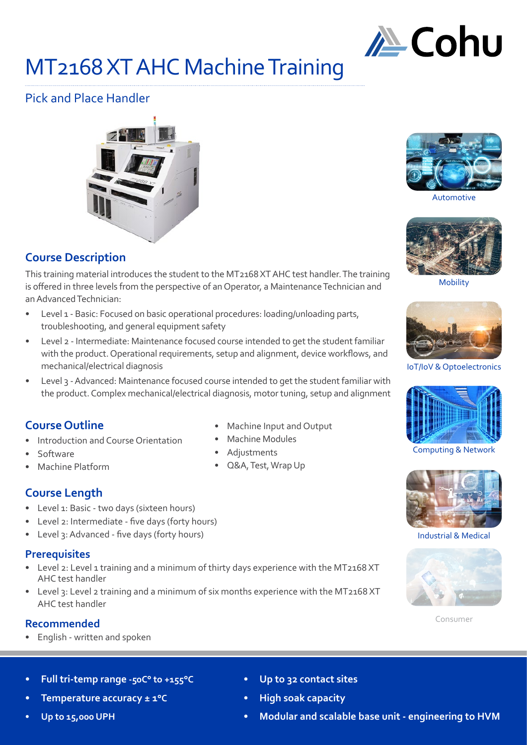# MT2168 XT AHC Machine Training

## Pick and Place Handler

Automotive

Mobility

IoT/IoV & Optoelectronics

Computing & Network

Industrial & Medical

Consumer

### Course Description

This training material introduces the student to the MT2168 XT AHC test handler. The training is offered in three levels from the perspective of an Operator, a Maintenance Technician and an Advanced Technician:

- Level 1 - Basic: Focused on basic operational procedures: loading/unloading parts, troubleshooting, and general equipment safety
- Level 2 - Intermediate: Maintenance focused course intended to get the student familiar with the product. Operational requirements, setup and alignment, device workflows, and mechanical/electrical diagnosis
- Level 3 - Advanced: Maintenance focused course intended to get the student familiar with the product. Complex mechanical/electrical diagnosis, motor tuning, setup and alignment

### Course Outline

- Introduction and Course Orientation
- Software
- Machine Platform
- Machine Input and Output
- Machine Modules
- Adjustments
- Q&A, Test, Wrap Up

### Course Length

- Level 1: Basic - two days (sixteen hours)
- Level 2: Intermediate - five days (forty hours)
- Level 3: Advanced - five days (forty hours)

### Prerequisites

- Level 2: Level 1 training and a minimum of thirty days experience with the MT2168 XT AHC test handler
- Level 3: Level 2 training and a minimum of six months experience with the MT2168 XT AHC test handler

### Recommended

- English - written and spoken

---

- **Full tri-temp range -50C° to +155°C**
- **Temperature accuracy ± 1°C**
- **Up to 15,000 UPH**
- **Up to 32 contact sites**
- **High soak capacity**
- **Modular and scalable base unit - engineering to HVM**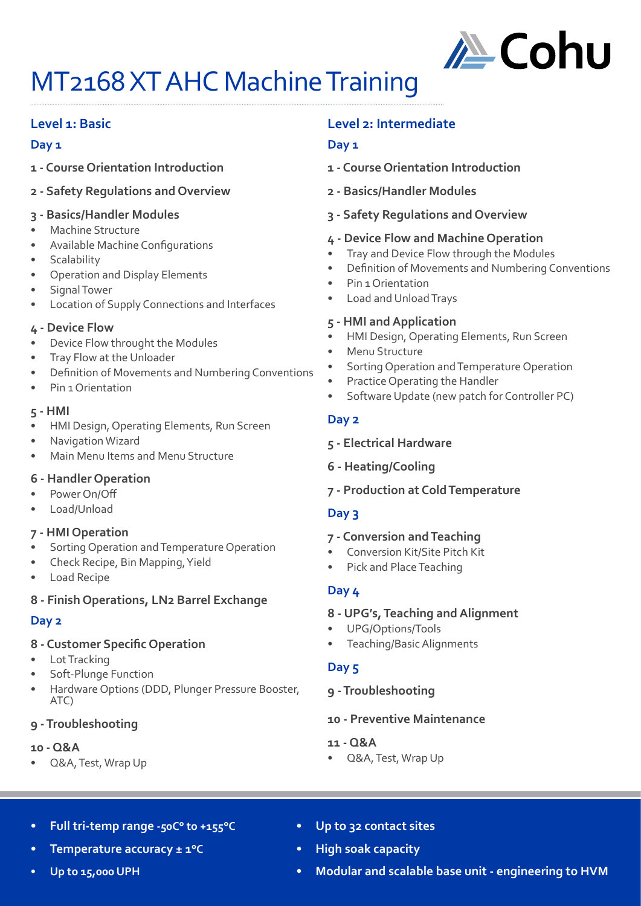# MT2168 XT AHC Machine Training

## Level 1: Basic

### Day 1

**1 - Course Orientation Introduction**

**2 - Safety Regulations and Overview**

**3 - Basics/Handler Modules**

- Machine Structure
- Available Machine Configurations
- Scalability
- Operation and Display Elements
- Signal Tower
- Location of Supply Connections and Interfaces

**4 - Device Flow**

- Device Flow throught the Modules
- Tray Flow at the Unloader
- Definition of Movements and Numbering Conventions
- Pin 1 Orientation

**5 - HMI**

- HMI Design, Operating Elements, Run Screen
- Navigation Wizard
- Main Menu Items and Menu Structure

**6 - Handler Operation**

- Power On/Off
- Load/Unload

**7 - HMI Operation**

- Sorting Operation and Temperature Operation
- Check Recipe, Bin Mapping, Yield
- Load Recipe

**8 - Finish Operations, LN2 Barrel Exchange**

### Day 2

**8 - Customer Specific Operation**

- Lot Tracking
- Soft-Plunge Function
- Hardware Options (DDD, Plunger Pressure Booster, ATC)

**9 - Troubleshooting**

**10 - Q&A**

- Q&A, Test, Wrap Up

## Level 2: Intermediate

### Day 1

**1 - Course Orientation Introduction**

**2 - Basics/Handler Modules**

**3 - Safety Regulations and Overview**

**4 - Device Flow and Machine Operation**

- Tray and Device Flow through the Modules
- Definition of Movements and Numbering Conventions
- Pin 1 Orientation
- Load and Unload Trays

**5 - HMI and Application**

- HMI Design, Operating Elements, Run Screen
- Menu Structure
- Sorting Operation and Temperature Operation
- Practice Operating the Handler
- Software Update (new patch for Controller PC)

### Day 2

**5 - Electrical Hardware**

**6 - Heating/Cooling**

**7 - Production at Cold Temperature**

### Day 3

**7 - Conversion and Teaching**

- Conversion Kit/Site Pitch Kit
- Pick and Place Teaching

### Day 4

**8 - UPG's, Teaching and Alignment**

- UPG/Options/Tools
- Teaching/Basic Alignments

### Day 5

**9 - Troubleshooting**

**10 - Preventive Maintenance**

**11 - Q&A**

- Q&A, Test, Wrap Up

---

- **Full tri-temp range -50C° to +155°C**
- **Temperature accuracy ± 1°C**
- **Up to 15,000 UPH**
- **Up to 32 contact sites**
- **High soak capacity**
- **Modular and scalable base unit - engineering to HVM**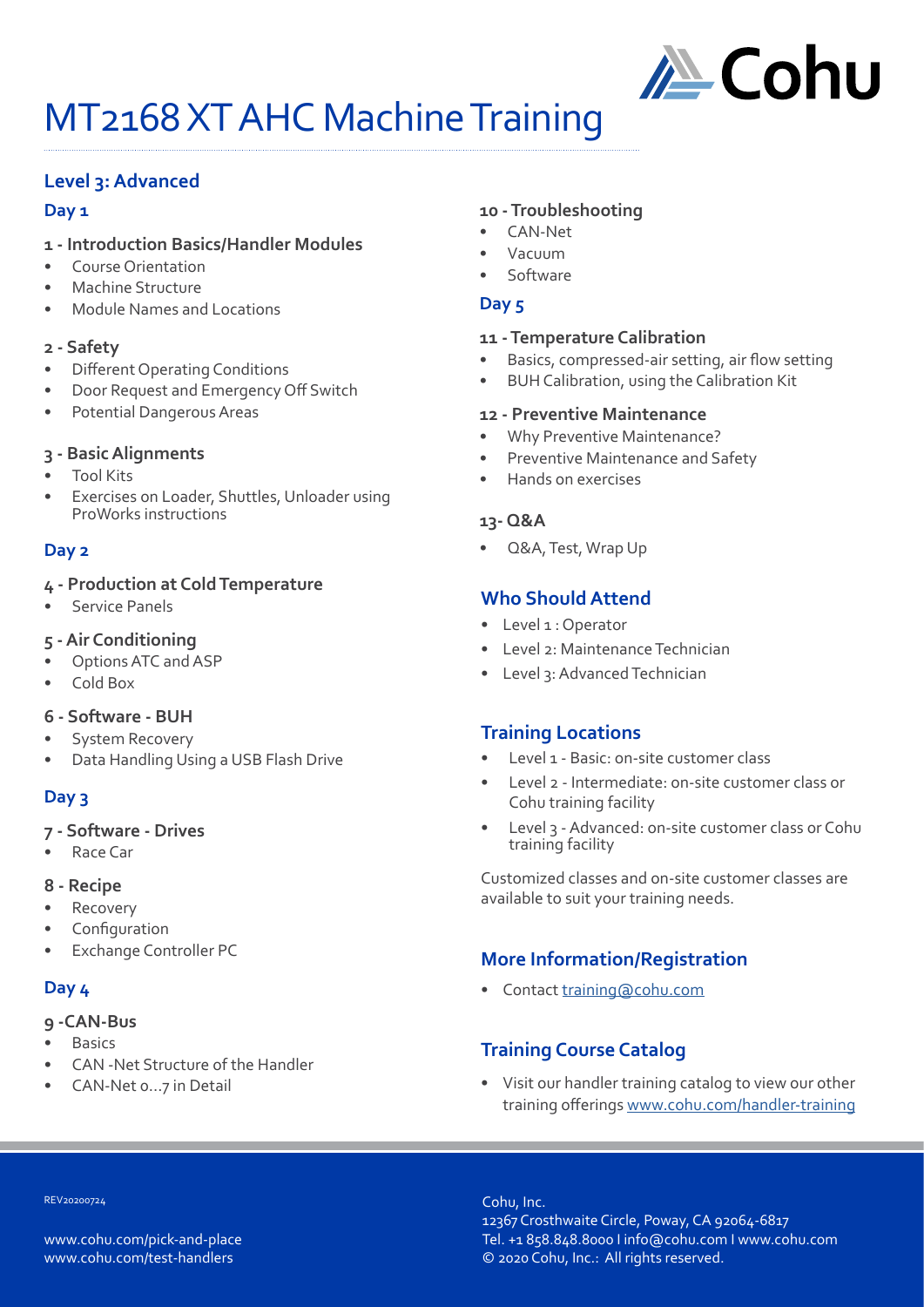# MT2168 XT AHC Machine Training

## Level 3: Advanced

### Day 1

**1 - Introduction Basics/Handler Modules**

- Course Orientation
- Machine Structure
- Module Names and Locations

**2 - Safety**

- Different Operating Conditions
- Door Request and Emergency Off Switch
- Potential Dangerous Areas

**3 - Basic Alignments**

- Tool Kits
- Exercises on Loader, Shuttles, Unloader using ProWorks instructions

### Day 2

**4 - Production at Cold Temperature**

- Service Panels

**5 - Air Conditioning**

- Options ATC and ASP
- Cold Box

**6 - Software - BUH**

- System Recovery
- Data Handling Using a USB Flash Drive

### Day 3

**7 - Software - Drives**

- Race Car

**8 - Recipe**

- Recovery
- Configuration
- Exchange Controller PC

### Day 4

**9 -CAN-Bus**

- Basics
- CAN -Net Structure of the Handler
- CAN-Net 0...7 in Detail

**10 - Troubleshooting**

- CAN-Net
- Vacuum
- Software

### Day 5

**11 - Temperature Calibration**

- Basics, compressed-air setting, air flow setting
- BUH Calibration, using the Calibration Kit

**12 - Preventive Maintenance**

- Why Preventive Maintenance?
- Preventive Maintenance and Safety
- Hands on exercises

**13- Q&A**

- Q&A, Test, Wrap Up

## Who Should Attend

- Level 1 : Operator
- Level 2: Maintenance Technician
- Level 3: Advanced Technician

## Training Locations

- Level 1 - Basic: on-site customer class
- Level 2 - Intermediate: on-site customer class or Cohu training facility
- Level 3 - Advanced: on-site customer class or Cohu training facility

Customized classes and on-site customer classes are available to suit your training needs.

## More Information/Registration

- Contact training@cohu.com

## Training Course Catalog

- Visit our handler training catalog to view our other training offerings www.cohu.com/handler-training

REV20200724

www.cohu.com/pick-and-place
www.cohu.com/test-handlers

Cohu, Inc.
12367 Crosthwaite Circle, Poway, CA 92064-6817
Tel. +1 858.848.8000 I info@cohu.com I www.cohu.com
© 2020 Cohu, Inc.: All rights reserved.